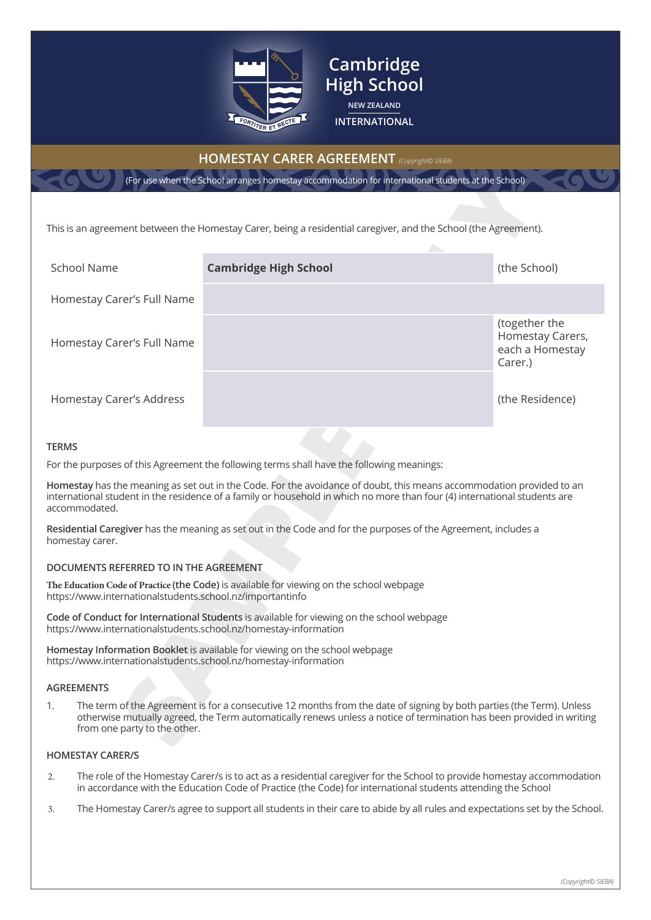Cambridge High School
NEW ZEALAND
INTERNATIONAL

# HOMESTAY CARER AGREEMENT *(Copyright© SIEBA)*

(For use when the School arranges homestay accommodation for international students at the School)

This is an agreement between the Homestay Carer, being a residential caregiver, and the School (the Agreement).

| | | |
|---|---|---|
| School Name | **Cambridge High School** | (the School) |
| Homestay Carer's Full Name | | |
| Homestay Carer's Full Name | | (together the Homestay Carers, each a Homestay Carer.) |
| Homestay Carer's Address | | (the Residence) |

## TERMS

For the purposes of this Agreement the following terms shall have the following meanings:

**Homestay** has the meaning as set out in the Code. For the avoidance of doubt, this means accommodation provided to an international student in the residence of a family or household in which no more than four (4) international students are accommodated.

**Residential Caregiver** has the meaning as set out in the Code and for the purposes of the Agreement, includes a homestay carer.

## DOCUMENTS REFERRED TO IN THE AGREEMENT

**The Education Code of Practice (the Code)** is available for viewing on the school webpage https://www.internationalstudents.school.nz/importantinfo

**Code of Conduct for International Students** is available for viewing on the school webpage https://www.internationalstudents.school.nz/homestay-information

**Homestay Information Booklet** is available for viewing on the school webpage https://www.internationalstudents.school.nz/homestay-information

## AGREEMENTS

1. The term of the Agreement is for a consecutive 12 months from the date of signing by both parties (the Term). Unless otherwise mutually agreed, the Term automatically renews unless a notice of termination has been provided in writing from one party to the other.

## HOMESTAY CARER/S

2. The role of the Homestay Carer/s is to act as a residential caregiver for the School to provide homestay accommodation in accordance with the Education Code of Practice (the Code) for international students attending the School

3. The Homestay Carer/s agree to support all students in their care to abide by all rules and expectations set by the School.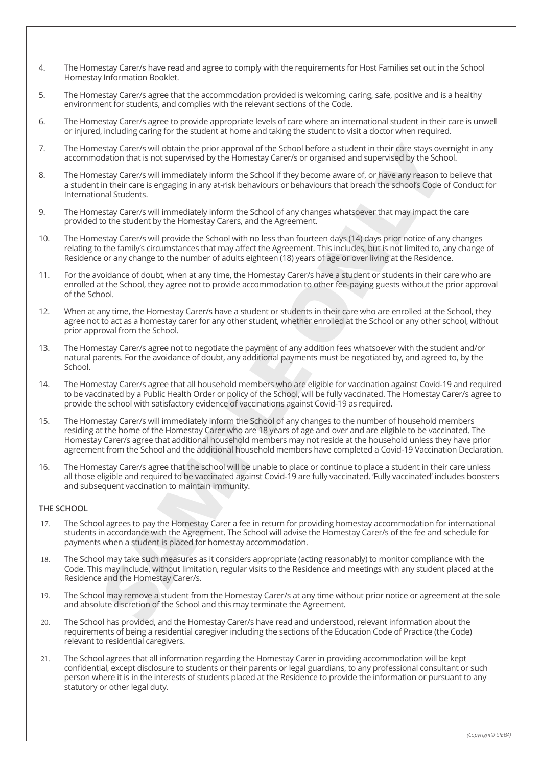4. The Homestay Carer/s have read and agree to comply with the requirements for Host Families set out in the School Homestay Information Booklet.

5. The Homestay Carer/s agree that the accommodation provided is welcoming, caring, safe, positive and is a healthy environment for students, and complies with the relevant sections of the Code.

6. The Homestay Carer/s agree to provide appropriate levels of care where an international student in their care is unwell or injured, including caring for the student at home and taking the student to visit a doctor when required.

7. The Homestay Carer/s will obtain the prior approval of the School before a student in their care stays overnight in any accommodation that is not supervised by the Homestay Carer/s or organised and supervised by the School.

8. The Homestay Carer/s will immediately inform the School if they become aware of, or have any reason to believe that a student in their care is engaging in any at-risk behaviours or behaviours that breach the school's Code of Conduct for International Students.

9. The Homestay Carer/s will immediately inform the School of any changes whatsoever that may impact the care provided to the student by the Homestay Carers, and the Agreement.

10. The Homestay Carer/s will provide the School with no less than fourteen days (14) days prior notice of any changes relating to the family's circumstances that may affect the Agreement. This includes, but is not limited to, any change of Residence or any change to the number of adults eighteen (18) years of age or over living at the Residence.

11. For the avoidance of doubt, when at any time, the Homestay Carer/s have a student or students in their care who are enrolled at the School, they agree not to provide accommodation to other fee-paying guests without the prior approval of the School.

12. When at any time, the Homestay Carer/s have a student or students in their care who are enrolled at the School, they agree not to act as a homestay carer for any other student, whether enrolled at the School or any other school, without prior approval from the School.

13. The Homestay Carer/s agree not to negotiate the payment of any addition fees whatsoever with the student and/or natural parents. For the avoidance of doubt, any additional payments must be negotiated by, and agreed to, by the School.

14. The Homestay Carer/s agree that all household members who are eligible for vaccination against Covid-19 and required to be vaccinated by a Public Health Order or policy of the School, will be fully vaccinated. The Homestay Carer/s agree to provide the school with satisfactory evidence of vaccinations against Covid-19 as required.

15. The Homestay Carer/s will immediately inform the School of any changes to the number of household members residing at the home of the Homestay Carer who are 18 years of age and over and are eligible to be vaccinated. The Homestay Carer/s agree that additional household members may not reside at the household unless they have prior agreement from the School and the additional household members have completed a Covid-19 Vaccination Declaration.

16. The Homestay Carer/s agree that the school will be unable to place or continue to place a student in their care unless all those eligible and required to be vaccinated against Covid-19 are fully vaccinated. 'Fully vaccinated' includes boosters and subsequent vaccination to maintain immunity.

**THE SCHOOL**

17. The School agrees to pay the Homestay Carer a fee in return for providing homestay accommodation for international students in accordance with the Agreement. The School will advise the Homestay Carer/s of the fee and schedule for payments when a student is placed for homestay accommodation.

18. The School may take such measures as it considers appropriate (acting reasonably) to monitor compliance with the Code. This may include, without limitation, regular visits to the Residence and meetings with any student placed at the Residence and the Homestay Carer/s.

19. The School may remove a student from the Homestay Carer/s at any time without prior notice or agreement at the sole and absolute discretion of the School and this may terminate the Agreement.

20. The School has provided, and the Homestay Carer/s have read and understood, relevant information about the requirements of being a residential caregiver including the sections of the Education Code of Practice (the Code) relevant to residential caregivers.

21. The School agrees that all information regarding the Homestay Carer in providing accommodation will be kept confidential, except disclosure to students or their parents or legal guardians, to any professional consultant or such person where it is in the interests of students placed at the Residence to provide the information or pursuant to any statutory or other legal duty.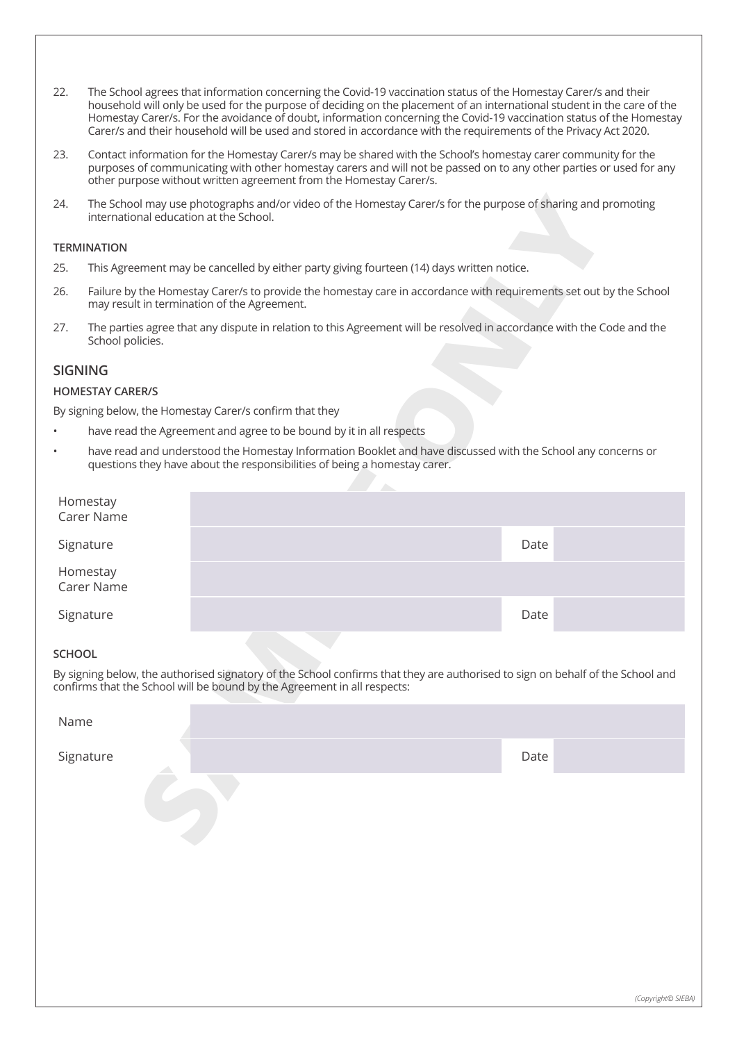22. The School agrees that information concerning the Covid-19 vaccination status of the Homestay Carer/s and their household will only be used for the purpose of deciding on the placement of an international student in the care of the Homestay Carer/s. For the avoidance of doubt, information concerning the Covid-19 vaccination status of the Homestay Carer/s and their household will be used and stored in accordance with the requirements of the Privacy Act 2020.

23. Contact information for the Homestay Carer/s may be shared with the School's homestay carer community for the purposes of communicating with other homestay carers and will not be passed on to any other parties or used for any other purpose without written agreement from the Homestay Carer/s.

24. The School may use photographs and/or video of the Homestay Carer/s for the purpose of sharing and promoting international education at the School.

#### TERMINATION

25. This Agreement may be cancelled by either party giving fourteen (14) days written notice.

26. Failure by the Homestay Carer/s to provide the homestay care in accordance with requirements set out by the School may result in termination of the Agreement.

27. The parties agree that any dispute in relation to this Agreement will be resolved in accordance with the Code and the School policies.

## SIGNING

#### HOMESTAY CARER/S

By signing below, the Homestay Carer/s confirm that they

- have read the Agreement and agree to be bound by it in all respects
- have read and understood the Homestay Information Booklet and have discussed with the School any concerns or questions they have about the responsibilities of being a homestay carer.

| | | | |
|---|---|---|---|
| Homestay Carer Name | | | |
| Signature | | Date | |
| Homestay Carer Name | | | |
| Signature | | Date | |

#### SCHOOL

By signing below, the authorised signatory of the School confirms that they are authorised to sign on behalf of the School and confirms that the School will be bound by the Agreement in all respects:

| | | | |
|---|---|---|---|
| Name | | | |
| Signature | | Date | |

*(Copyright© SIEBA)*